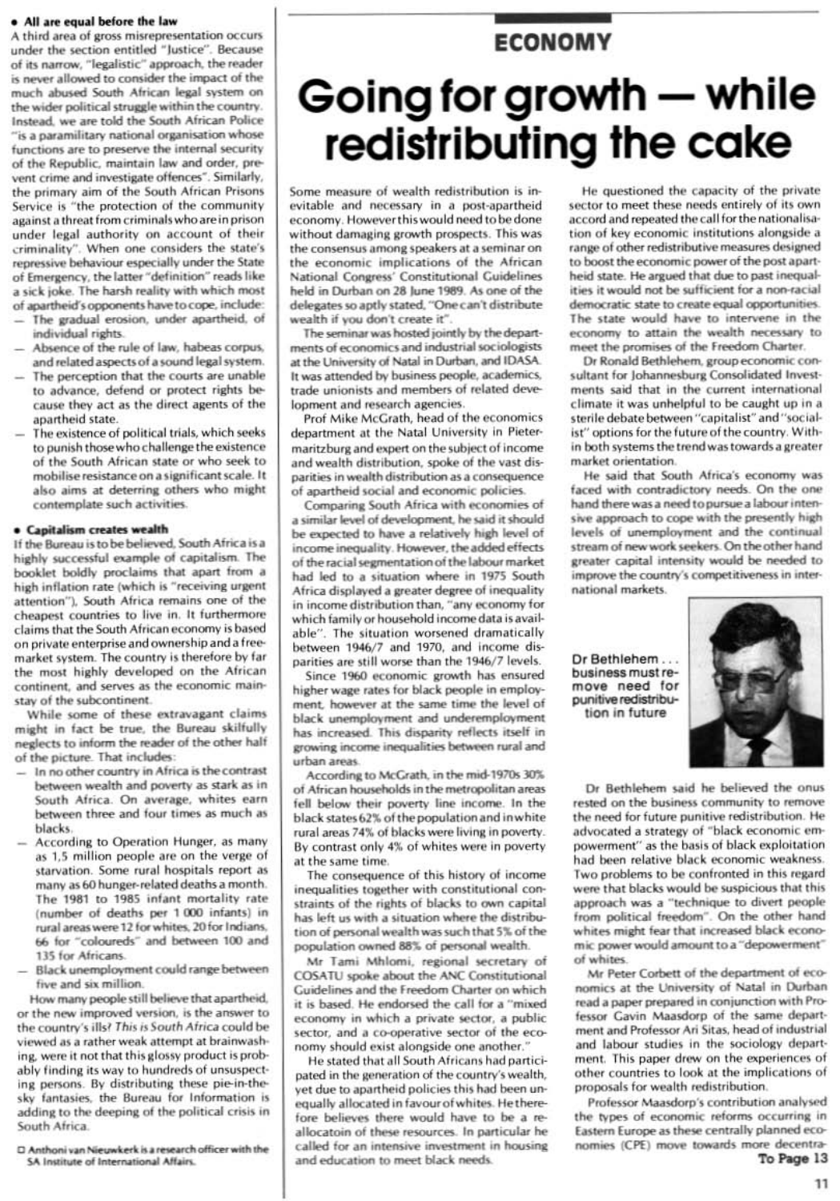- **All are equal before the law**

A third area of gross misrepresentation occurs under the section entitled "Justice". Because of its narrow, "legalistic" approach, the reader is never allowed to consider the impact of the much abused South African legal system on the wider political struggle within the country. Instead, we are told the South African Police "is a paramilitary national organisation whose functions are to preserve the internal security of the Republic, maintain law and order, prevent crime and investigate offences". Similarly, the primary aim of the South African Prisons Service is "the protection of the community against a threat from criminals who are in prison under legal authority on account of their criminality". When one considers the state's repressive behaviour especially under the State of Emergency, the latter "definition" reads like a sick joke. The harsh reality with which most of apartheid's opponents have to cope, include:

- The gradual erosion, under apartheid, of individual rights.
- Absence of the rule of law, habeas corpus, and related aspects of a sound legal system.
- The perception that the courts are unable to advance, defend or protect rights because they act as the direct agents of the apartheid state.
- The existence of political trials, which seeks to punish those who challenge the existence of the South African state or who seek to mobilise resistance on a significant scale. It also aims at deterring others who might contemplate such activities.

- **Capitalism creates wealth**

If the Bureau is to be believed, South Africa is a highly successful example of capitalism. The booklet boldly proclaims that apart from a high inflation rate (which is "receiving urgent attention"), South Africa remains one of the cheapest countries to live in. It furthermore claims that the South African economy is based on private enterprise and ownership and a free-market system. The country is therefore by far the most highly developed on the African continent, and serves as the economic mainstay of the subcontinent.

While some of these extravagant claims might in fact be true, the Bureau skilfully neglects to inform the reader of the other half of the picture. That includes:

- In no other country in Africa is the contrast between wealth and poverty as stark as in South Africa. On average, whites earn between three and four times as much as blacks.
- According to Operation Hunger, as many as 1,5 million people are on the verge of starvation. Some rural hospitals report as many as 60 hunger-related deaths a month. The 1981 to 1985 infant mortality rate (number of deaths per 1 000 infants) in rural areas were 12 for whites, 20 for Indians, 66 for "coloureds" and between 100 and 135 for Africans.
- Black unemployment could range between five and six million.

How many people still believe that apartheid, or the new improved version, is the answer to the country's ills? *This is South Africa* could be viewed as a rather weak attempt at brainwashing, were it not that this glossy product is probably finding its way to hundreds of unsuspecting persons. By distributing these pie-in-the-sky fantasies, the Bureau for Information is adding to the deeping of the political crisis in South Africa.

□ Anthoni van Nieuwkerk is a research officer with the SA Institute of International Affairs.

## ECONOMY

# Going for growth — while redistributing the cake

Some measure of wealth redistribution is inevitable and necessary in a post-apartheid economy. However this would need to be done without damaging growth prospects. This was the consensus among speakers at a seminar on the economic implications of the African National Congress' Constitutional Guidelines held in Durban on 28 June 1989. As one of the delegates so aptly stated, "One can't distribute wealth if you don't create it".

The seminar was hosted jointly by the departments of economics and industrial sociologists at the University of Natal in Durban, and IDASA. It was attended by business people, academics, trade unionists and members of related development and research agencies.

Prof Mike McGrath, head of the economics department at the Natal University in Pietermaritzburg and expert on the subject of income and wealth distribution, spoke of the vast disparities in wealth distribution as a consequence of apartheid social and economic policies.

Comparing South Africa with economies of a similar level of development, he said it should be expected to have a relatively high level of income inequality. However, the added effects of the racial segmentation of the labour market had led to a situation where in 1975 South Africa displayed a greater degree of inequality in income distribution than, "any economy for which family or household income data is available". The situation worsened dramatically between 1946/7 and 1970, and income disparities are still worse than the 1946/7 levels.

Since 1960 economic growth has ensured higher wage rates for black people in employment, however at the same time the level of black unemployment and underemployment has increased. This disparity reflects itself in growing income inequalities between rural and urban areas.

According to McGrath, in the mid-1970s 30% of African households in the metropolitan areas fell below their poverty line income. In the black states 62% of the population and in white rural areas 74% of blacks were living in poverty. By contrast only 4% of whites were in poverty at the same time.

The consequence of this history of income inequalities together with constitutional constraints of the rights of blacks to own capital has left us with a situation where the distribution of personal wealth was such that 5% of the population owned 88% of personal wealth.

Mr Tami Mhlomi, regional secretary of COSATU spoke about the ANC Constitutional Guidelines and the Freedom Charter on which it is based. He endorsed the call for a "mixed economy in which a private sector, a public sector, and a co-operative sector of the economy should exist alongside one another."

He stated that all South Africans had participated in the generation of the country's wealth, yet due to apartheid policies this had been unequally allocated in favour of whites. He therefore believes there would have to be a reallocatoin of these resources. In particular he called for an intensive investment in housing and education to meet black needs.

He questioned the capacity of the private sector to meet these needs entirely of its own accord and repeated the call for the nationalisation of key economic institutions alongside a range of other redistributive measures designed to boost the economic power of the post apartheid state. He argued that due to past inequalities it would not be sufficient for a non-racial democratic state to create equal opportunities. The state would have to intervene in the economy to attain the wealth necessary to meet the promises of the Freedom Charter.

Dr Ronald Bethlehem, group economic consultant for Johannesburg Consolidated Investments said that in the current international climate it was unhelpful to be caught up in a sterile debate between "capitalist" and "socialist" options for the future of the country. With-in both systems the trend was towards a greater market orientation.

He said that South Africa's economy was faced with contradictory needs. On the one hand there was a need to pursue a labour intensive approach to cope with the presently high levels of unemployment and the continual stream of new work seekers. On the other hand greater capital intensity would be needed to improve the country's competitiveness in international markets.

Dr Bethlehem . . . business must remove need for punitive redistribution in future

Dr Bethlehem said he believed the onus rested on the business community to remove the need for future punitive redistribution. He advocated a strategy of "black economic empowerment" as the basis of black exploitation had been relative black economic weakness. Two problems to be confronted in this regard were that blacks would be suspicious that this approach was a "technique to divert people from political freedom". On the other hand whites might fear that increased black economic power would amount to a "depowerment" of whites.

Mr Peter Corbett of the department of economics at the University of Natal in Durban read a paper prepared in conjunction with Professor Gavin Maasdorp of the same department and Professor Ari Sitas, head of industrial and labour studies in the sociology department. This paper drew on the experiences of other countries to look at the implications of proposals for wealth redistribution.

Professor Maasdorp's contribution analysed the types of economic reforms occurring in Eastern Europe as these centrally planned economies (CPE) move towards more decentra-

**To Page 13**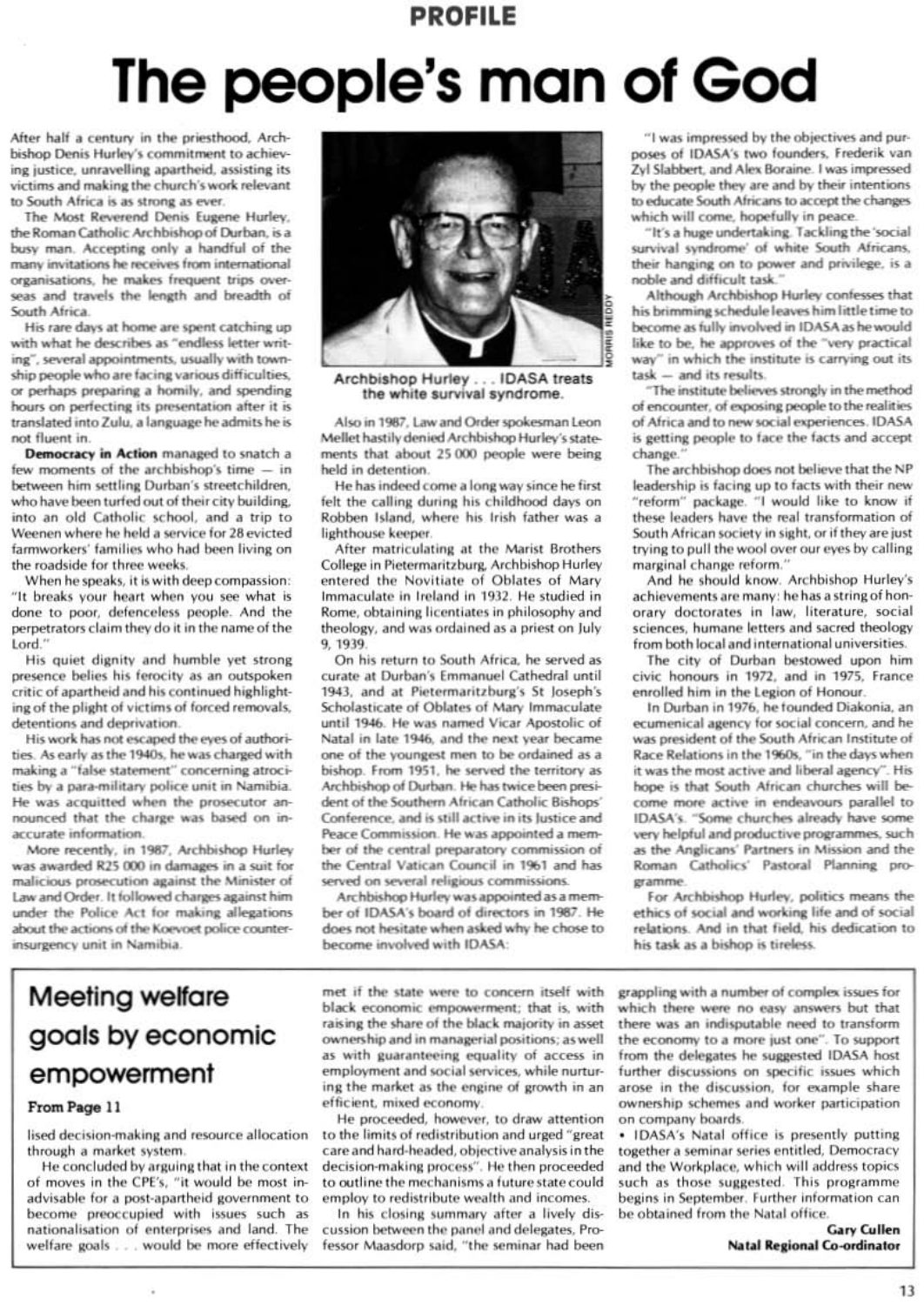# The people's man of God

After half a century in the priesthood, Archbishop Denis Hurley's commitment to achieving justice, unravelling apartheid, assisting its victims and making the church's work relevant to South Africa is as strong as ever.

The Most Reverend Denis Eugene Hurley, the Roman Catholic Archbishop of Durban, is a busy man. Accepting only a handful of the many invitations he receives from international organisations, he makes frequent trips overseas and travels the length and breadth of South Africa.

His rare days at home are spent catching up with what he describes as "endless letter writing", several appointments, usually with township people who are facing various difficulties, or perhaps preparing a homily, and spending hours on perfecting its presentation after it is translated into Zulu, a language he admits he is not fluent in.

**Democracy in Action** managed to snatch a few moments of the archbishop's time — in between him settling Durban's streetchildren, who have been turfed out of their city building, into an old Catholic school, and a trip to Weenen where he held a service for 28 evicted farmworkers' families who had been living on the roadside for three weeks.

When he speaks, it is with deep compassion: "It breaks your heart when you see what is done to poor, defenceless people. And the perpetrators claim they do it in the name of the Lord."

His quiet dignity and humble yet strong presence belies his ferocity as an outspoken critic of apartheid and his continued highlighting of the plight of victims of forced removals, detentions and deprivation.

His work has not escaped the eyes of authorities. As early as the 1940s, he was charged with making a "false statement" concerning atrocities by a para-military police unit in Namibia. He was acquitted when the prosecutor announced that the charge was based on inaccurate information.

More recently, in 1987, Archbishop Hurley was awarded R25 000 in damages in a suit for malicious prosecution against the Minister of Law and Order. It followed charges against him under the Police Act for making allegations about the actions of the Koevoet police counter-insurgency unit in Namibia.

Archbishop Hurley . . . IDASA treats the white survival syndrome.

Also in 1987, Law and Order spokesman Leon Mellet hastily denied Archbishop Hurley's statements that about 25 000 people were being held in detention.

He has indeed come a long way since he first felt the calling during his childhood days on Robben Island, where his Irish father was a lighthouse keeper.

After matriculating at the Marist Brothers College in Pietermaritzburg, Archbishop Hurley entered the Novitiate of Oblates of Mary Immaculate in Ireland in 1932. He studied in Rome, obtaining licentiates in philosophy and theology, and was ordained as a priest on July 9, 1939.

On his return to South Africa, he served as curate at Durban's Emmanuel Cathedral until 1943, and at Pietermaritzburg's St Joseph's Scholasticate of Oblates of Mary Immaculate until 1946. He was named Vicar Apostolic of Natal in late 1946, and the next year became one of the youngest men to be ordained as a bishop. From 1951, he served the territory as Archbishop of Durban. He has twice been president of the Southern African Catholic Bishops' Conference, and is still active in its Justice and Peace Commission. He was appointed a member of the central preparatory commission of the Central Vatican Council in 1961 and has served on several religious commissions.

Archbishop Hurley was appointed as a member of IDASA's board of directors in 1987. He does not hesitate when asked why he chose to become involved with IDASA:

"I was impressed by the objectives and purposes of IDASA's two founders, Frederik van Zyl Slabbert, and Alex Boraine. I was impressed by the people they are and by their intentions to educate South Africans to accept the changes which will come, hopefully in peace.

"It's a huge undertaking. Tackling the 'social survival syndrome' of white South Africans, their hanging on to power and privilege, is a noble and difficult task."

Although Archbishop Hurley confesses that his brimming schedule leaves him little time to become as fully involved in IDASA as he would like to be, he approves of the "very practical way" in which the institute is carrying out its task — and its results.

"The institute believes strongly in the method of encounter, of exposing people to the realities of Africa and to new social experiences. IDASA is getting people to face the facts and accept change."

The archbishop does not believe that the NP leadership is facing up to facts with their new "reform" package. "I would like to know if these leaders have the real transformation of South African society in sight, or if they are just trying to pull the wool over our eyes by calling marginal change reform."

And he should know. Archbishop Hurley's achievements are many: he has a string of honorary doctorates in law, literature, social sciences, humane letters and sacred theology from both local and international universities.

The city of Durban bestowed upon him civic honours in 1972, and in 1975, France enrolled him in the Legion of Honour.

In Durban in 1976, he founded Diakonia, an ecumenical agency for social concern, and he was president of the South African Institute of Race Relations in the 1960s, "in the days when it was the most active and liberal agency". His hope is that South African churches will become more active in endeavours parallel to IDASA's. "Some churches already have some very helpful and productive programmes, such as the Anglicans' Partners in Mission and the Roman Catholics' Pastoral Planning programme.

For Archbishop Hurley, politics means the ethics of social and working life and of social relations. And in that field, his dedication to his task as a bishop is tireless.

## Meeting welfare goals by economic empowerment

**From Page 11**

lised decision-making and resource allocation through a market system.

He concluded by arguing that in the context of moves in the CPE's, "it would be most inadvisable for a post-apartheid government to become preoccupied with issues such as nationalisation of enterprises and land. The welfare goals . . . would be more effectively met if the state were to concern itself with black economic empowerment; that is, with raising the share of the black majority in asset ownership and in managerial positions; as well as with guaranteeing equality of access in employment and social services, while nurturing the market as the engine of growth in an efficient, mixed economy.

He proceeded, however, to draw attention to the limits of redistribution and urged "great care and hard-headed, objective analysis in the decision-making process". He then proceeded to outline the mechanisms a future state could employ to redistribute wealth and incomes.

In his closing summary after a lively discussion between the panel and delegates, Professor Maasdorp said, "the seminar had been grappling with a number of complex issues for which there were no easy answers but that there was an indisputable need to transform the economy to a more just one". To support from the delegates he suggested IDASA host further discussions on specific issues which arose in the discussion, for example share ownership schemes and worker participation on company boards.

- IDASA's Natal office is presently putting together a seminar series entitled, Democracy and the Workplace, which will address topics such as those suggested. This programme begins in September. Further information can be obtained from the Natal office.

**Gary Cullen**
**Natal Regional Co-ordinator**